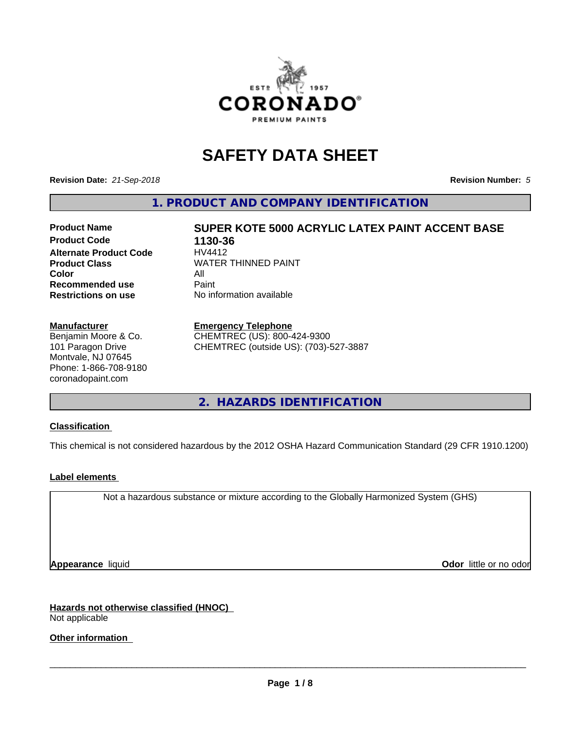# SAFETY DATA SHEET

**Revision Date:** *21-Sep-2018*

**Revision Number:** *5*

## 1. PRODUCT AND COMPANY IDENTIFICATION

| | |
|---|---|
| **Product Name** | **SUPER KOTE 5000 ACRYLIC LATEX PAINT ACCENT BASE** |
| **Product Code** | **1130-36** |
| **Alternate Product Code** | HV4412 |
| **Product Class** | WATER THINNED PAINT |
| **Color** | All |
| **Recommended use** | Paint |
| **Restrictions on use** | No information available |

**Manufacturer**
Benjamin Moore & Co.
101 Paragon Drive
Montvale, NJ 07645
Phone: 1-866-708-9180
coronadopaint.com

**Emergency Telephone**
CHEMTREC (US): 800-424-9300
CHEMTREC (outside US): (703)-527-3887

## 2. HAZARDS IDENTIFICATION

**Classification**

This chemical is not considered hazardous by the 2012 OSHA Hazard Communication Standard (29 CFR 1910.1200)

**Label elements**

Not a hazardous substance or mixture according to the Globally Harmonized System (GHS)

**Appearance** liquid

**Odor** little or no odor

**Hazards not otherwise classified (HNOC)**
Not applicable

**Other information**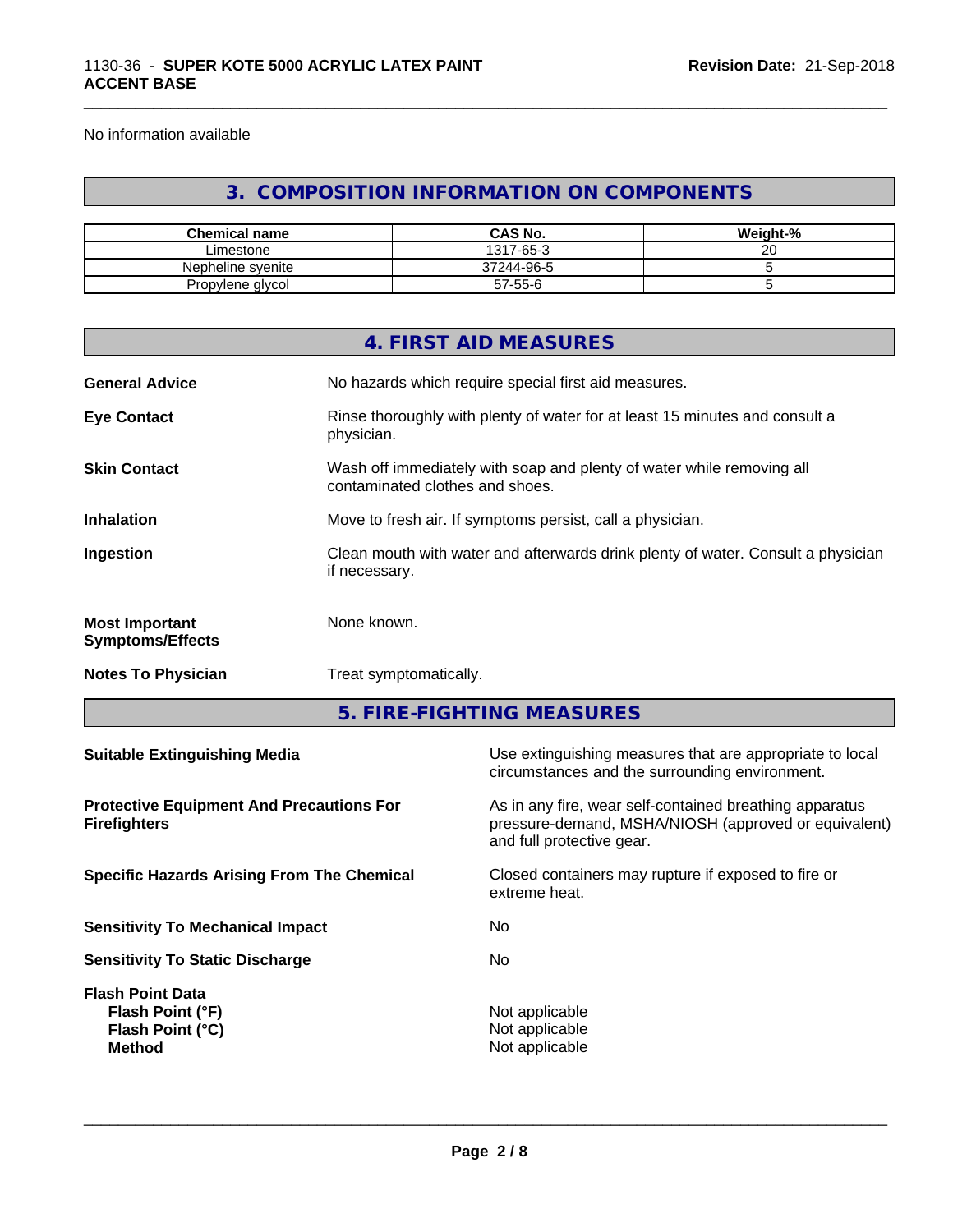No information available

## 3. COMPOSITION INFORMATION ON COMPONENTS

| Chemical name | CAS No. | Weight-% |
|---|---|---|
| Limestone | 1317-65-3 | 20 |
| Nepheline syenite | 37244-96-5 | 5 |
| Propylene glycol | 57-55-6 | 5 |

## 4. FIRST AID MEASURES

| | |
|---|---|
| **General Advice** | No hazards which require special first aid measures. |
| **Eye Contact** | Rinse thoroughly with plenty of water for at least 15 minutes and consult a physician. |
| **Skin Contact** | Wash off immediately with soap and plenty of water while removing all contaminated clothes and shoes. |
| **Inhalation** | Move to fresh air. If symptoms persist, call a physician. |
| **Ingestion** | Clean mouth with water and afterwards drink plenty of water. Consult a physician if necessary. |
| **Most Important Symptoms/Effects** | None known. |
| **Notes To Physician** | Treat symptomatically. |

## 5. FIRE-FIGHTING MEASURES

| | |
|---|---|
| **Suitable Extinguishing Media** | Use extinguishing measures that are appropriate to local circumstances and the surrounding environment. |
| **Protective Equipment And Precautions For Firefighters** | As in any fire, wear self-contained breathing apparatus pressure-demand, MSHA/NIOSH (approved or equivalent) and full protective gear. |
| **Specific Hazards Arising From The Chemical** | Closed containers may rupture if exposed to fire or extreme heat. |
| **Sensitivity To Mechanical Impact** | No |
| **Sensitivity To Static Discharge** | No |

**Flash Point Data**

| | |
|---|---|
| **Flash Point (°F)** | Not applicable |
| **Flash Point (°C)** | Not applicable |
| **Method** | Not applicable |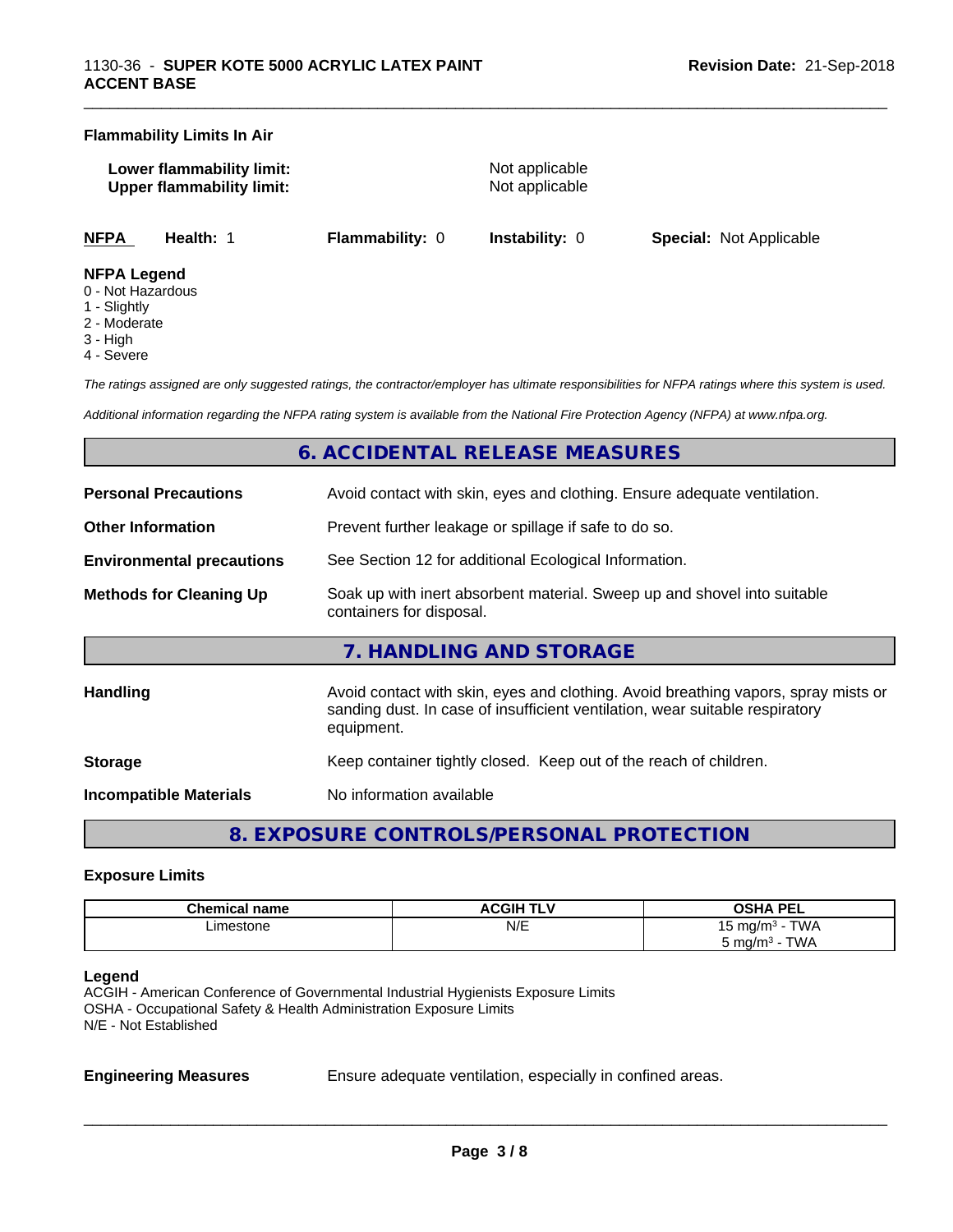**Flammability Limits In Air**

| | |
|---|---|
| **Lower flammability limit:** | Not applicable |
| **Upper flammability limit:** | Not applicable |

| **NFPA** | **Health:** 1 | **Flammability:** 0 | **Instability:** 0 | **Special:** Not Applicable |
|---|---|---|---|---|

**NFPA Legend**
0 - Not Hazardous
1 - Slightly
2 - Moderate
3 - High
4 - Severe

*The ratings assigned are only suggested ratings, the contractor/employer has ultimate responsibilities for NFPA ratings where this system is used.*

*Additional information regarding the NFPA rating system is available from the National Fire Protection Agency (NFPA) at www.nfpa.org.*

## 6. ACCIDENTAL RELEASE MEASURES

| | |
|---|---|
| **Personal Precautions** | Avoid contact with skin, eyes and clothing. Ensure adequate ventilation. |
| **Other Information** | Prevent further leakage or spillage if safe to do so. |
| **Environmental precautions** | See Section 12 for additional Ecological Information. |
| **Methods for Cleaning Up** | Soak up with inert absorbent material. Sweep up and shovel into suitable containers for disposal. |

## 7. HANDLING AND STORAGE

| | |
|---|---|
| **Handling** | Avoid contact with skin, eyes and clothing. Avoid breathing vapors, spray mists or sanding dust. In case of insufficient ventilation, wear suitable respiratory equipment. |
| **Storage** | Keep container tightly closed. Keep out of the reach of children. |
| **Incompatible Materials** | No information available |

## 8. EXPOSURE CONTROLS/PERSONAL PROTECTION

**Exposure Limits**

| Chemical name | ACGIH TLV | OSHA PEL |
|---|---|---|
| Limestone | N/E | 15 mg/m³ - TWA<br>5 mg/m³ - TWA |

**Legend**
ACGIH - American Conference of Governmental Industrial Hygienists Exposure Limits
OSHA - Occupational Safety & Health Administration Exposure Limits
N/E - Not Established

**Engineering Measures** Ensure adequate ventilation, especially in confined areas.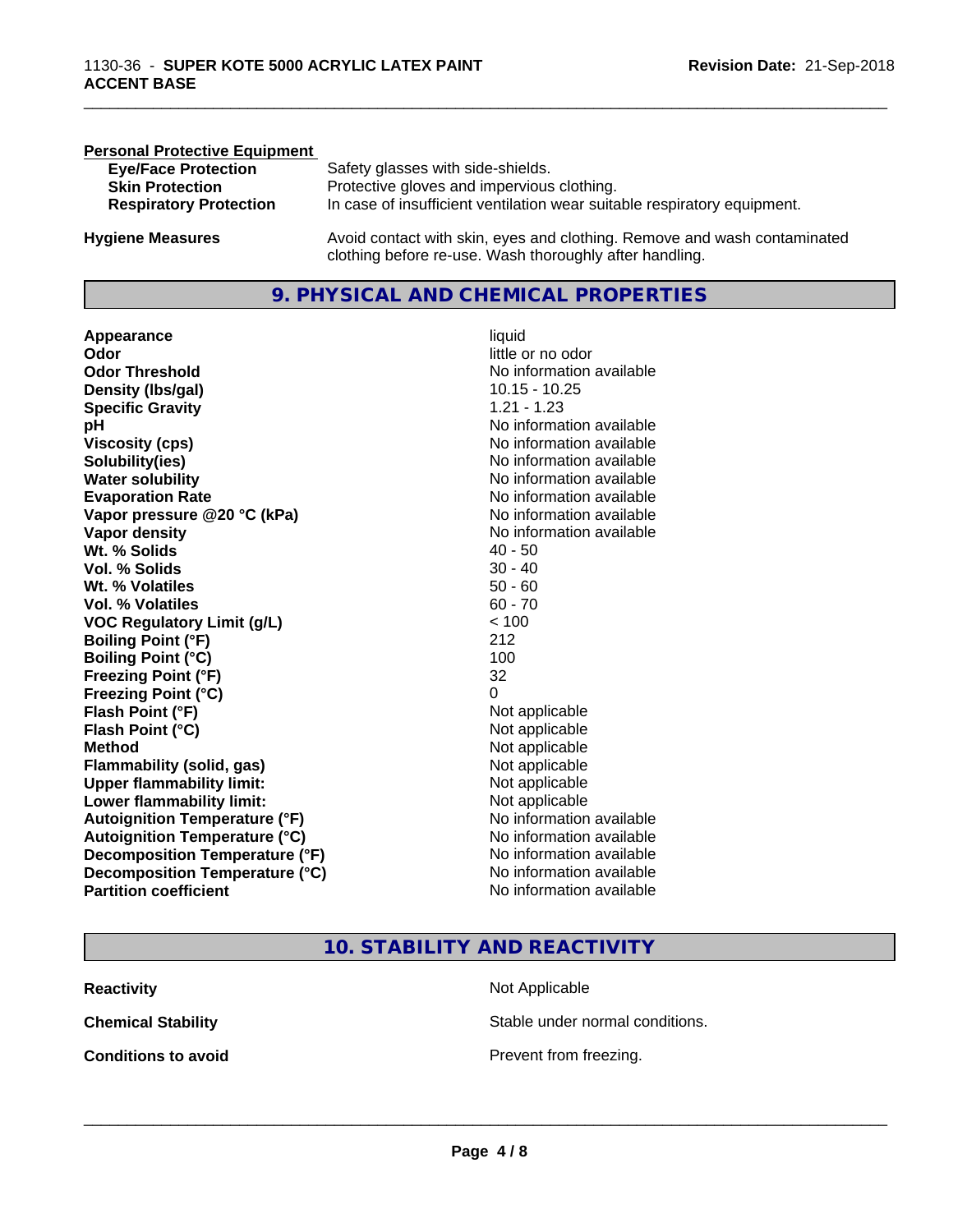**Personal Protective Equipment**

| | |
|---|---|
| **Eye/Face Protection** | Safety glasses with side-shields. |
| **Skin Protection** | Protective gloves and impervious clothing. |
| **Respiratory Protection** | In case of insufficient ventilation wear suitable respiratory equipment. |

**Hygiene Measures** Avoid contact with skin, eyes and clothing. Remove and wash contaminated clothing before re-use. Wash thoroughly after handling.

## 9. PHYSICAL AND CHEMICAL PROPERTIES

| | |
|---|---|
| **Appearance** | liquid |
| **Odor** | little or no odor |
| **Odor Threshold** | No information available |
| **Density (lbs/gal)** | 10.15 - 10.25 |
| **Specific Gravity** | 1.21 - 1.23 |
| **pH** | No information available |
| **Viscosity (cps)** | No information available |
| **Solubility(ies)** | No information available |
| **Water solubility** | No information available |
| **Evaporation Rate** | No information available |
| **Vapor pressure @20 °C (kPa)** | No information available |
| **Vapor density** | No information available |
| **Wt. % Solids** | 40 - 50 |
| **Vol. % Solids** | 30 - 40 |
| **Wt. % Volatiles** | 50 - 60 |
| **Vol. % Volatiles** | 60 - 70 |
| **VOC Regulatory Limit (g/L)** | < 100 |
| **Boiling Point (°F)** | 212 |
| **Boiling Point (°C)** | 100 |
| **Freezing Point (°F)** | 32 |
| **Freezing Point (°C)** | 0 |
| **Flash Point (°F)** | Not applicable |
| **Flash Point (°C)** | Not applicable |
| **Method** | Not applicable |
| **Flammability (solid, gas)** | Not applicable |
| **Upper flammability limit:** | Not applicable |
| **Lower flammability limit:** | Not applicable |
| **Autoignition Temperature (°F)** | No information available |
| **Autoignition Temperature (°C)** | No information available |
| **Decomposition Temperature (°F)** | No information available |
| **Decomposition Temperature (°C)** | No information available |
| **Partition coefficient** | No information available |

## 10. STABILITY AND REACTIVITY

| | |
|---|---|
| **Reactivity** | Not Applicable |
| **Chemical Stability** | Stable under normal conditions. |
| **Conditions to avoid** | Prevent from freezing. |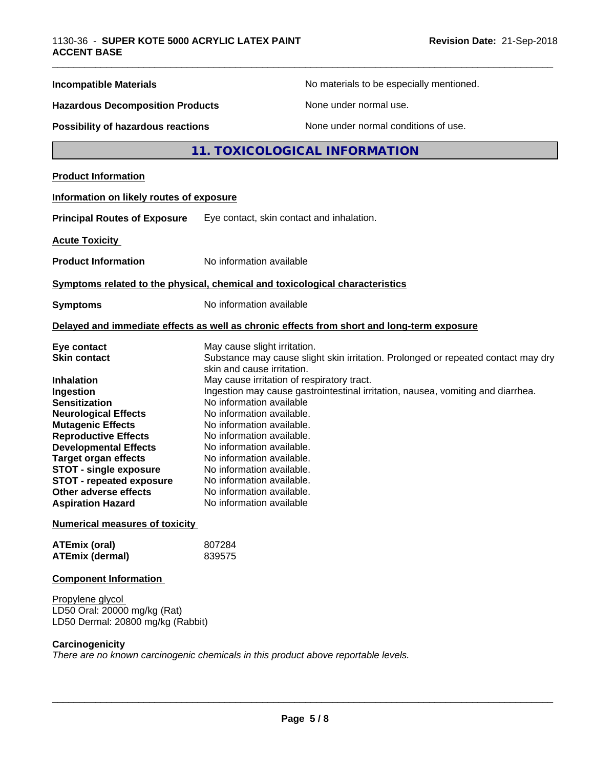| | |
|---|---|
| **Incompatible Materials** | No materials to be especially mentioned. |
| **Hazardous Decomposition Products** | None under normal use. |
| **Possibility of hazardous reactions** | None under normal conditions of use. |

## 11. TOXICOLOGICAL INFORMATION

**Product Information**

**Information on likely routes of exposure**

**Principal Routes of Exposure** Eye contact, skin contact and inhalation.

**Acute Toxicity**

**Product Information** No information available

**Symptoms related to the physical, chemical and toxicological characteristics**

**Symptoms** No information available

**Delayed and immediate effects as well as chronic effects from short and long-term exposure**

| | |
|---|---|
| **Eye contact** | May cause slight irritation. |
| **Skin contact** | Substance may cause slight skin irritation. Prolonged or repeated contact may dry skin and cause irritation. |
| **Inhalation** | May cause irritation of respiratory tract. |
| **Ingestion** | Ingestion may cause gastrointestinal irritation, nausea, vomiting and diarrhea. |
| **Sensitization** | No information available |
| **Neurological Effects** | No information available. |
| **Mutagenic Effects** | No information available. |
| **Reproductive Effects** | No information available. |
| **Developmental Effects** | No information available. |
| **Target organ effects** | No information available. |
| **STOT - single exposure** | No information available. |
| **STOT - repeated exposure** | No information available. |
| **Other adverse effects** | No information available. |
| **Aspiration Hazard** | No information available |

**Numerical measures of toxicity**

| | |
|---|---|
| **ATEmix (oral)** | 807284 |
| **ATEmix (dermal)** | 839575 |

**Component Information**

Propylene glycol
LD50 Oral: 20000 mg/kg (Rat)
LD50 Dermal: 20800 mg/kg (Rabbit)

**Carcinogenicity**
*There are no known carcinogenic chemicals in this product above reportable levels.*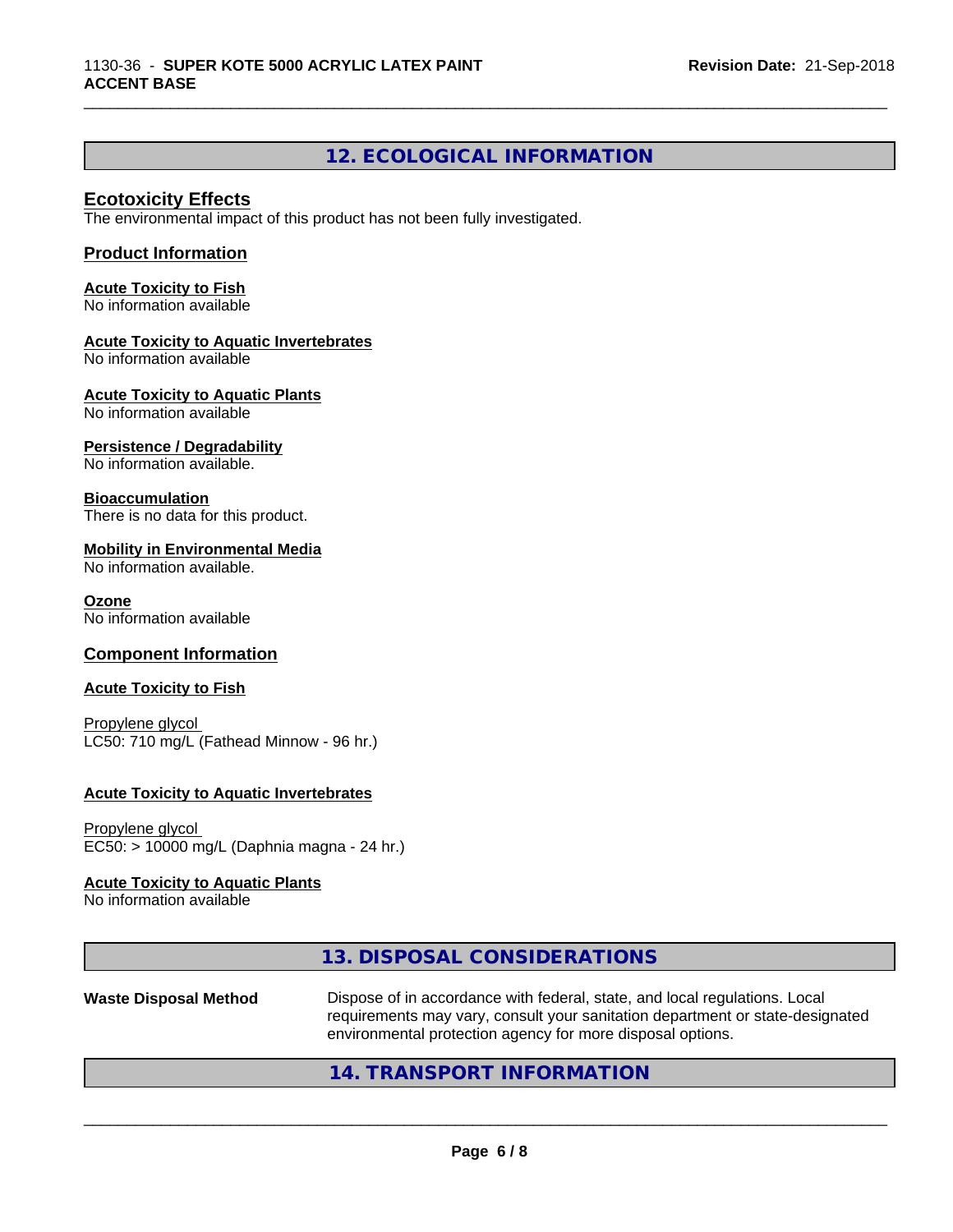## 12. ECOLOGICAL INFORMATION

### Ecotoxicity Effects
The environmental impact of this product has not been fully investigated.

### Product Information

**Acute Toxicity to Fish**
No information available

**Acute Toxicity to Aquatic Invertebrates**
No information available

**Acute Toxicity to Aquatic Plants**
No information available

**Persistence / Degradability**
No information available.

**Bioaccumulation**
There is no data for this product.

**Mobility in Environmental Media**
No information available.

**Ozone**
No information available

### Component Information

**Acute Toxicity to Fish**

Propylene glycol
LC50: 710 mg/L (Fathead Minnow - 96 hr.)

**Acute Toxicity to Aquatic Invertebrates**

Propylene glycol
EC50: > 10000 mg/L (Daphnia magna - 24 hr.)

**Acute Toxicity to Aquatic Plants**
No information available

## 13. DISPOSAL CONSIDERATIONS

**Waste Disposal Method** Dispose of in accordance with federal, state, and local regulations. Local requirements may vary, consult your sanitation department or state-designated environmental protection agency for more disposal options.

## 14. TRANSPORT INFORMATION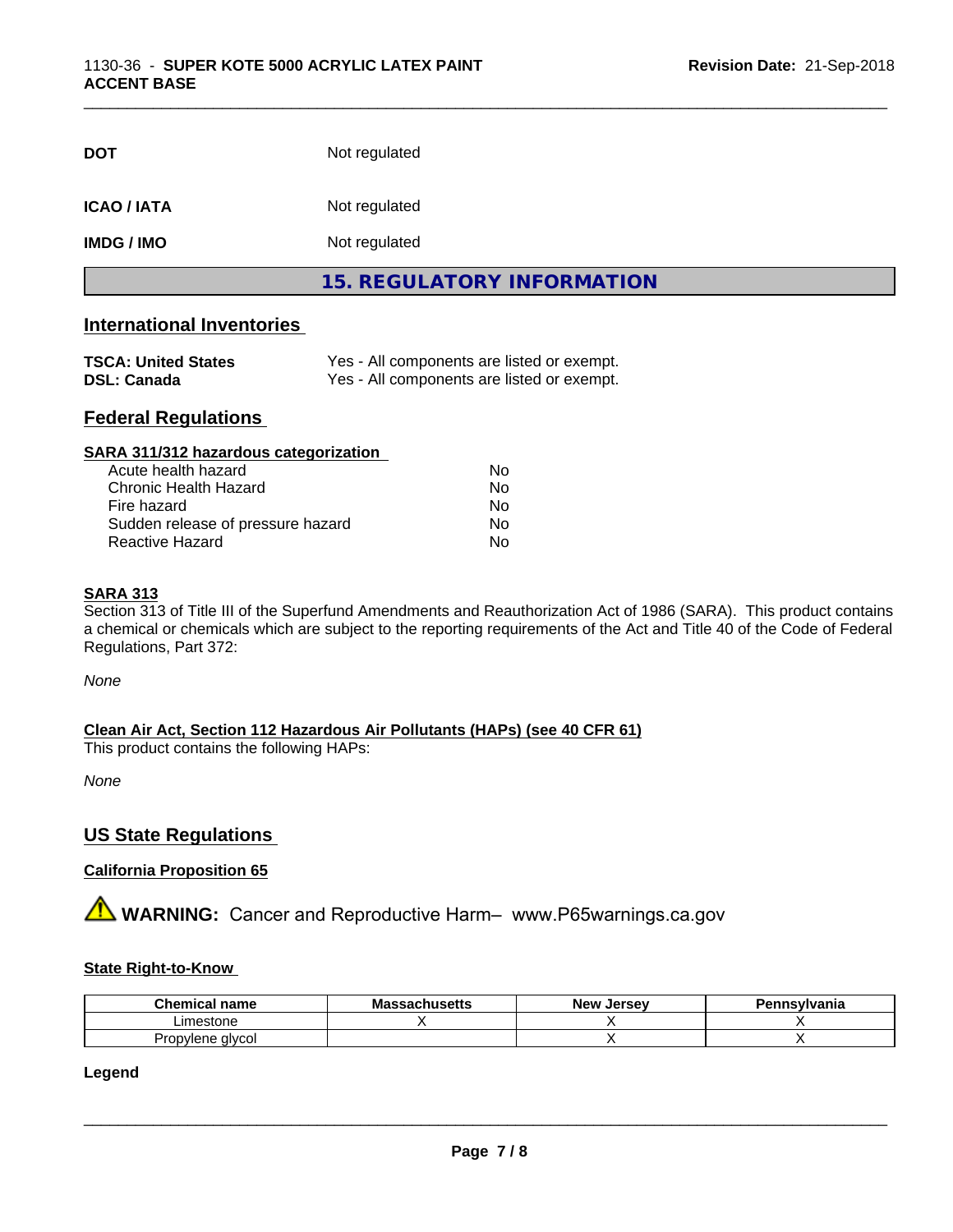| | |
|---|---|
| **DOT** | Not regulated |
| **ICAO / IATA** | Not regulated |
| **IMDG / IMO** | Not regulated |

## 15. REGULATORY INFORMATION

### International Inventories

| | |
|---|---|
| **TSCA: United States** | Yes - All components are listed or exempt. |
| **DSL: Canada** | Yes - All components are listed or exempt. |

### Federal Regulations

**SARA 311/312 hazardous categorization**

| | |
|---|---|
| Acute health hazard | No |
| Chronic Health Hazard | No |
| Fire hazard | No |
| Sudden release of pressure hazard | No |
| Reactive Hazard | No |

**SARA 313**

Section 313 of Title III of the Superfund Amendments and Reauthorization Act of 1986 (SARA). This product contains a chemical or chemicals which are subject to the reporting requirements of the Act and Title 40 of the Code of Federal Regulations, Part 372:

*None*

**Clean Air Act, Section 112 Hazardous Air Pollutants (HAPs) (see 40 CFR 61)**

This product contains the following HAPs:

*None*

### US State Regulations

**California Proposition 65**

⚠ **WARNING:** Cancer and Reproductive Harm– www.P65warnings.ca.gov

**State Right-to-Know**

| Chemical name | Massachusetts | New Jersey | Pennsylvania |
|---|---|---|---|
| Limestone | X | X | X |
| Propylene glycol | | X | X |

**Legend**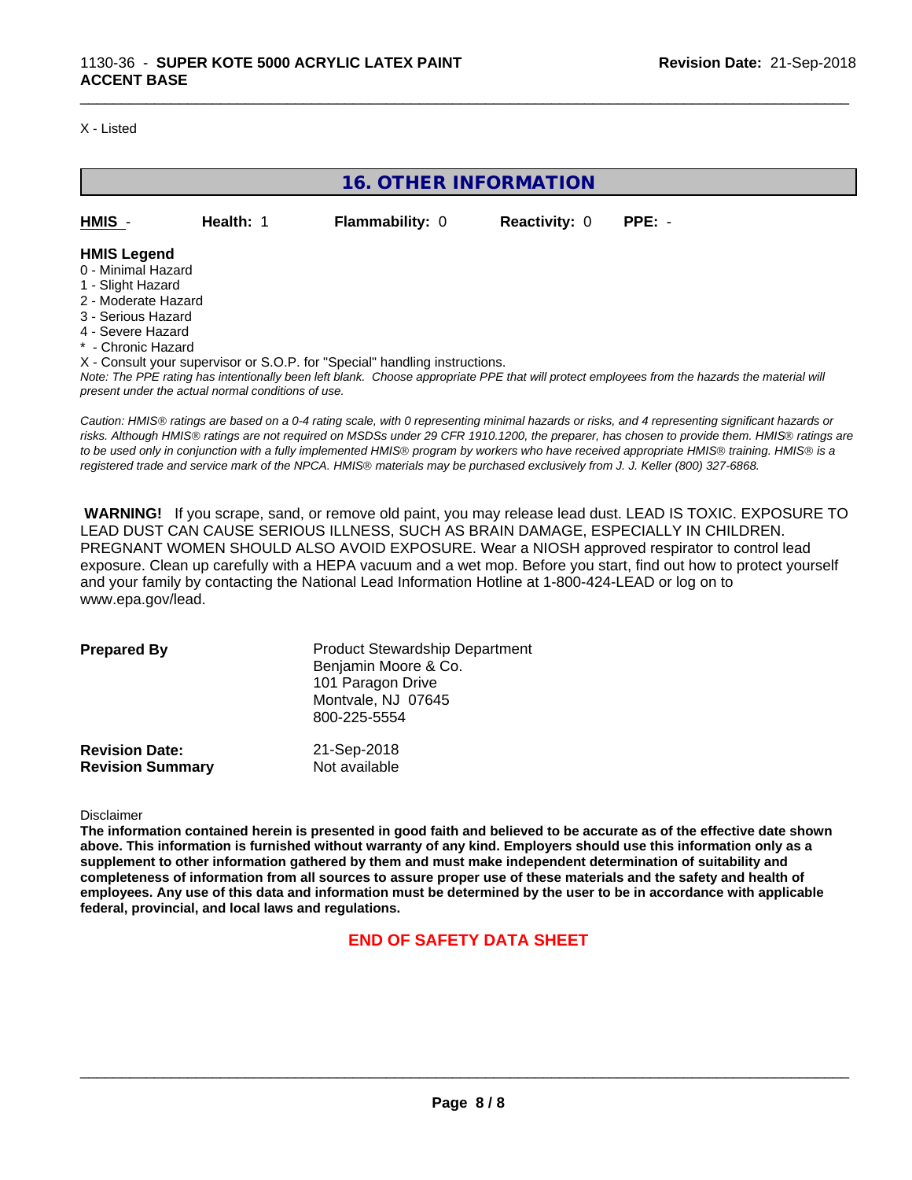X - Listed

## 16. OTHER INFORMATION

| HMIS - | Health: 1 | Flammability: 0 | Reactivity: 0 | PPE: - |
|---|---|---|---|---|

**HMIS Legend**
0 - Minimal Hazard
1 - Slight Hazard
2 - Moderate Hazard
3 - Serious Hazard
4 - Severe Hazard
* - Chronic Hazard
X - Consult your supervisor or S.O.P. for "Special" handling instructions.

*Note: The PPE rating has intentionally been left blank. Choose appropriate PPE that will protect employees from the hazards the material will present under the actual normal conditions of use.*

*Caution: HMIS® ratings are based on a 0-4 rating scale, with 0 representing minimal hazards or risks, and 4 representing significant hazards or risks. Although HMIS® ratings are not required on MSDSs under 29 CFR 1910.1200, the preparer, has chosen to provide them. HMIS® ratings are to be used only in conjunction with a fully implemented HMIS® program by workers who have received appropriate HMIS® training. HMIS® is a registered trade and service mark of the NPCA. HMIS® materials may be purchased exclusively from J. J. Keller (800) 327-6868.*

**WARNING!** If you scrape, sand, or remove old paint, you may release lead dust. LEAD IS TOXIC. EXPOSURE TO LEAD DUST CAN CAUSE SERIOUS ILLNESS, SUCH AS BRAIN DAMAGE, ESPECIALLY IN CHILDREN. PREGNANT WOMEN SHOULD ALSO AVOID EXPOSURE. Wear a NIOSH approved respirator to control lead exposure. Clean up carefully with a HEPA vacuum and a wet mop. Before you start, find out how to protect yourself and your family by contacting the National Lead Information Hotline at 1-800-424-LEAD or log on to www.epa.gov/lead.

**Prepared By**
Product Stewardship Department
Benjamin Moore & Co.
101 Paragon Drive
Montvale, NJ 07645
800-225-5554

**Revision Date:** 21-Sep-2018
**Revision Summary** Not available

Disclaimer

**The information contained herein is presented in good faith and believed to be accurate as of the effective date shown above. This information is furnished without warranty of any kind. Employers should use this information only as a supplement to other information gathered by them and must make independent determination of suitability and completeness of information from all sources to assure proper use of these materials and the safety and health of employees. Any use of this data and information must be determined by the user to be in accordance with applicable federal, provincial, and local laws and regulations.**

**END OF SAFETY DATA SHEET**